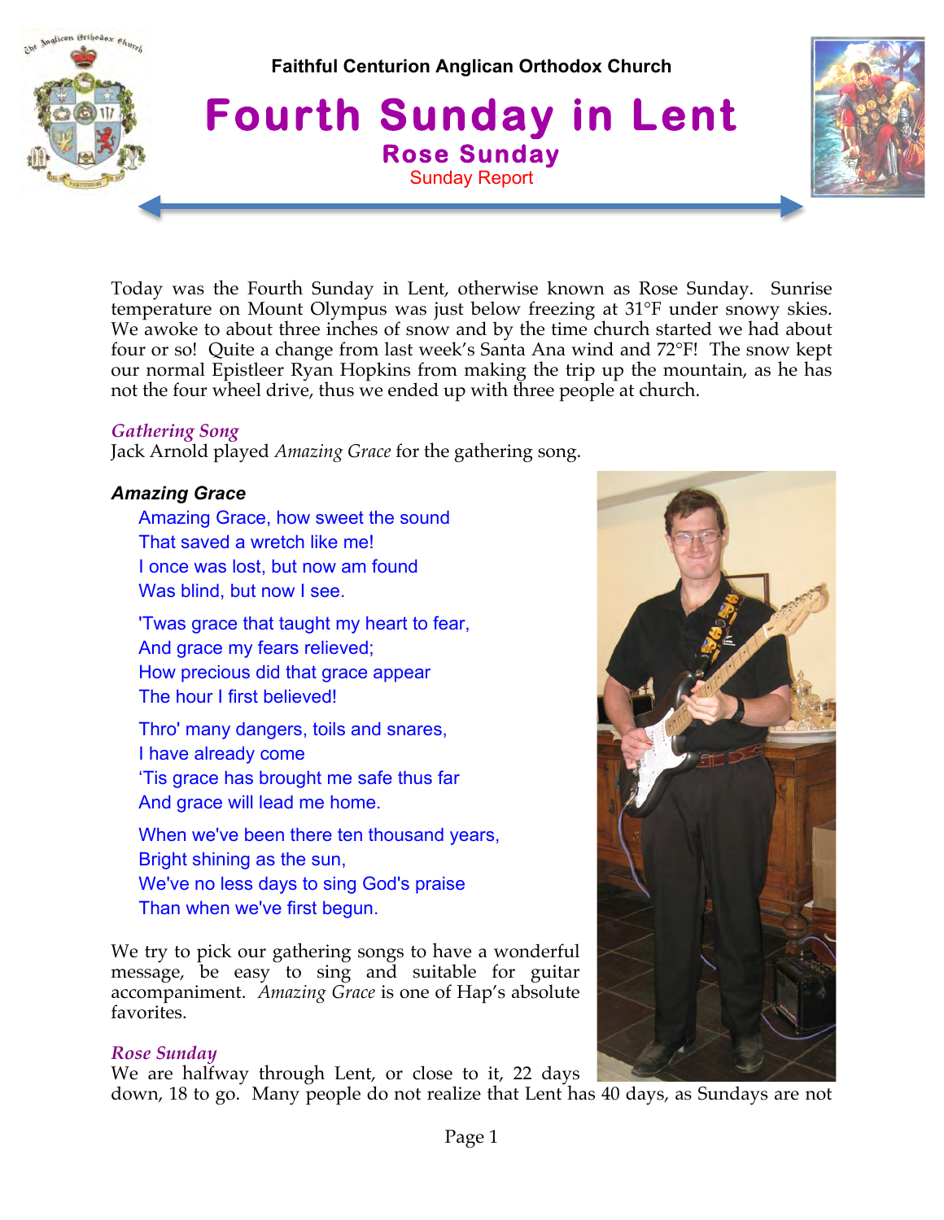Faithful Centurion Anglican Orthodox Church

# Fourth Sunday in Lent

## Rose Sunday

Sunday Report

Today was the Fourth Sunday in Lent, otherwise known as Rose Sunday. Sunrise temperature on Mount Olympus was just below freezing at 31°F under snowy skies. We awoke to about three inches of snow and by the time church started we had about four or so! Quite a change from last week's Santa Ana wind and 72°F! The snow kept our normal Epistleer Ryan Hopkins from making the trip up the mountain, as he has not the four wheel drive, thus we ended up with three people at church.

### *Gathering Song*

Jack Arnold played *Amazing Grace* for the gathering song.

***Amazing Grace***

Amazing Grace, how sweet the sound
That saved a wretch like me!
I once was lost, but now am found
Was blind, but now I see.

'Twas grace that taught my heart to fear,
And grace my fears relieved;
How precious did that grace appear
The hour I first believed!

Thro' many dangers, toils and snares,
I have already come
'Tis grace has brought me safe thus far
And grace will lead me home.

When we've been there ten thousand years,
Bright shining as the sun,
We've no less days to sing God's praise
Than when we've first begun.

We try to pick our gathering songs to have a wonderful message, be easy to sing and suitable for guitar accompaniment. *Amazing Grace* is one of Hap's absolute favorites.

### *Rose Sunday*

We are halfway through Lent, or close to it, 22 days down, 18 to go. Many people do not realize that Lent has 40 days, as Sundays are not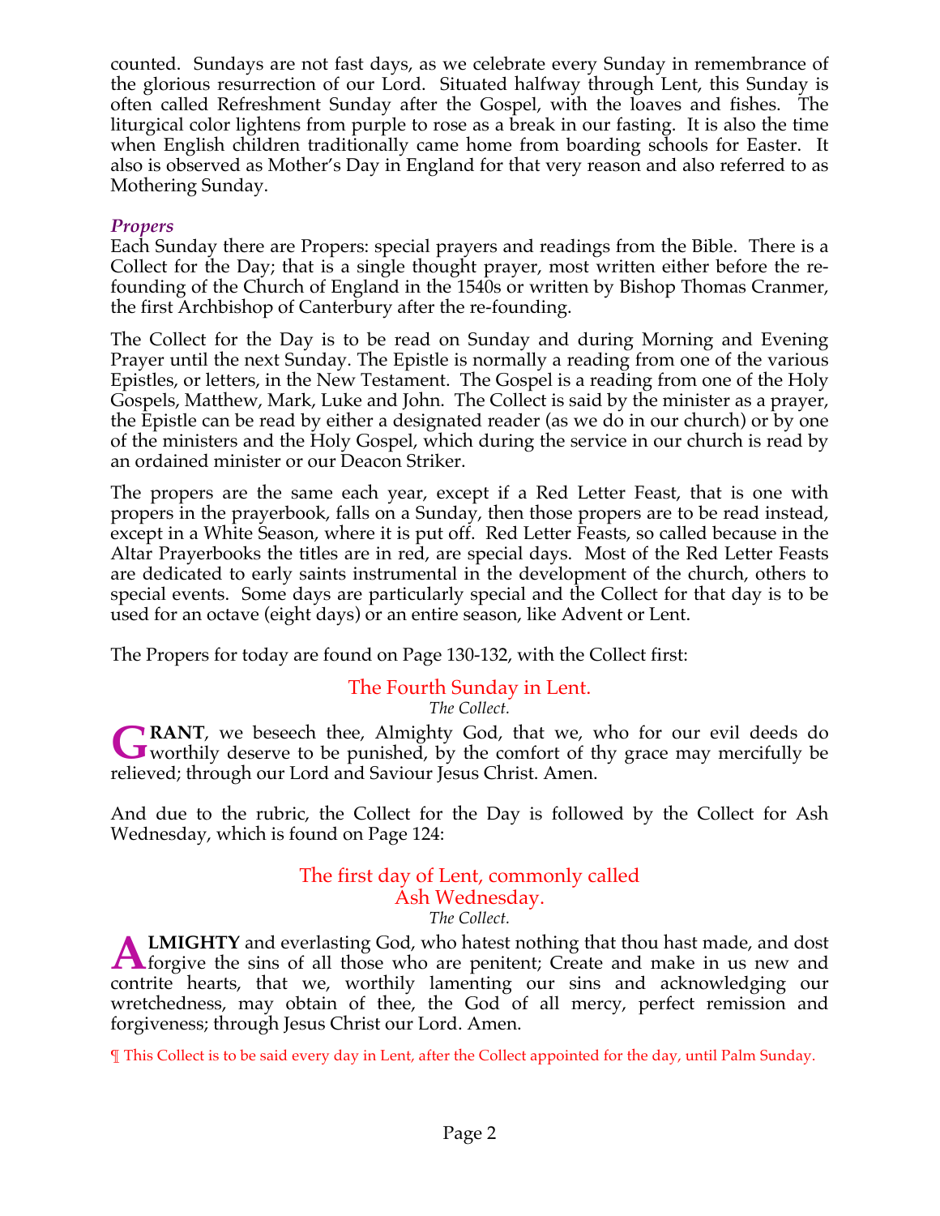counted. Sundays are not fast days, as we celebrate every Sunday in remembrance of the glorious resurrection of our Lord. Situated halfway through Lent, this Sunday is often called Refreshment Sunday after the Gospel, with the loaves and fishes. The liturgical color lightens from purple to rose as a break in our fasting. It is also the time when English children traditionally came home from boarding schools for Easter. It also is observed as Mother's Day in England for that very reason and also referred to as Mothering Sunday.

### *Propers*

Each Sunday there are Propers: special prayers and readings from the Bible. There is a Collect for the Day; that is a single thought prayer, most written either before the re-founding of the Church of England in the 1540s or written by Bishop Thomas Cranmer, the first Archbishop of Canterbury after the re-founding.

The Collect for the Day is to be read on Sunday and during Morning and Evening Prayer until the next Sunday. The Epistle is normally a reading from one of the various Epistles, or letters, in the New Testament. The Gospel is a reading from one of the Holy Gospels, Matthew, Mark, Luke and John. The Collect is said by the minister as a prayer, the Epistle can be read by either a designated reader (as we do in our church) or by one of the ministers and the Holy Gospel, which during the service in our church is read by an ordained minister or our Deacon Striker.

The propers are the same each year, except if a Red Letter Feast, that is one with propers in the prayerbook, falls on a Sunday, then those propers are to be read instead, except in a White Season, where it is put off. Red Letter Feasts, so called because in the Altar Prayerbooks the titles are in red, are special days. Most of the Red Letter Feasts are dedicated to early saints instrumental in the development of the church, others to special events. Some days are particularly special and the Collect for that day is to be used for an octave (eight days) or an entire season, like Advent or Lent.

The Propers for today are found on Page 130-132, with the Collect first:

## The Fourth Sunday in Lent.

*The Collect.*

**GRANT**, we beseech thee, Almighty God, that we, who for our evil deeds do worthily deserve to be punished, by the comfort of thy grace may mercifully be relieved; through our Lord and Saviour Jesus Christ. Amen.

And due to the rubric, the Collect for the Day is followed by the Collect for Ash Wednesday, which is found on Page 124:

## The first day of Lent, commonly called Ash Wednesday.

*The Collect.*

**ALMIGHTY** and everlasting God, who hatest nothing that thou hast made, and dost forgive the sins of all those who are penitent; Create and make in us new and contrite hearts, that we, worthily lamenting our sins and acknowledging our wretchedness, may obtain of thee, the God of all mercy, perfect remission and forgiveness; through Jesus Christ our Lord. Amen.

¶ This Collect is to be said every day in Lent, after the Collect appointed for the day, until Palm Sunday.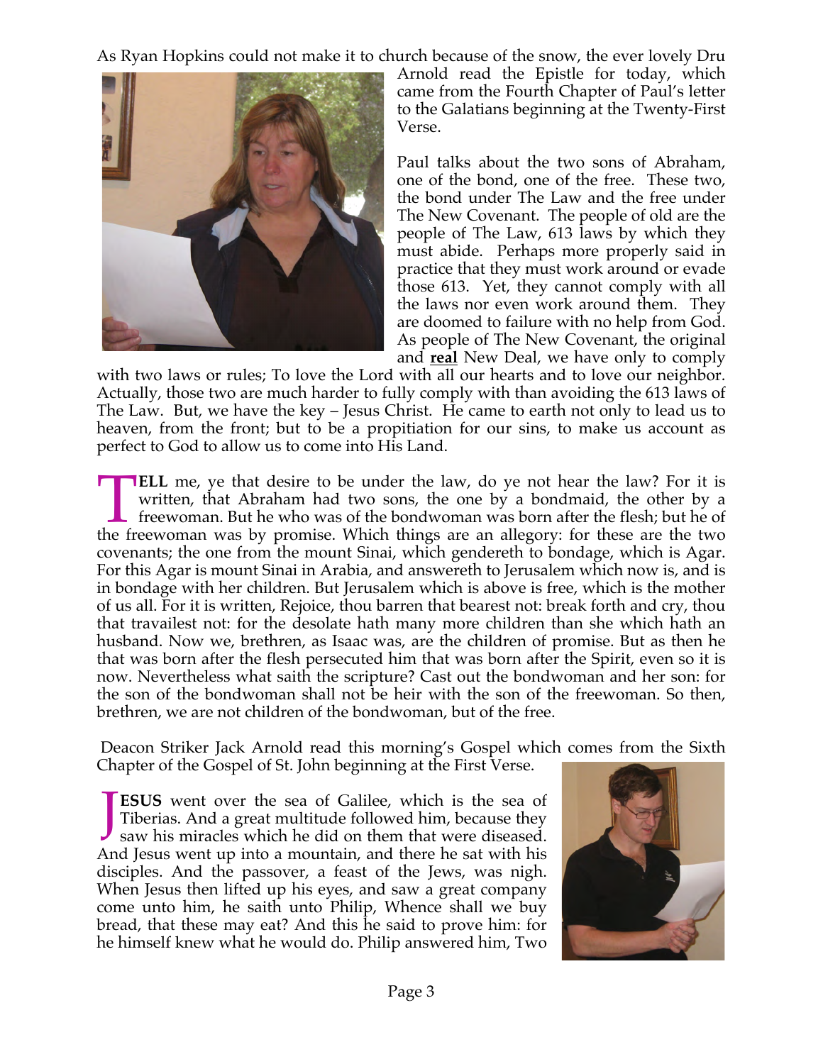As Ryan Hopkins could not make it to church because of the snow, the ever lovely Dru Arnold read the Epistle for today, which came from the Fourth Chapter of Paul's letter to the Galatians beginning at the Twenty-First Verse.

Paul talks about the two sons of Abraham, one of the bond, one of the free. These two, the bond under The Law and the free under The New Covenant. The people of old are the people of The Law, 613 laws by which they must abide. Perhaps more properly said in practice that they must work around or evade those 613. Yet, they cannot comply with all the laws nor even work around them. They are doomed to failure with no help from God. As people of The New Covenant, the original and **real** New Deal, we have only to comply with two laws or rules; To love the Lord with all our hearts and to love our neighbor. Actually, those two are much harder to fully comply with than avoiding the 613 laws of The Law. But, we have the key – Jesus Christ. He came to earth not only to lead us to heaven, from the front; but to be a propitiation for our sins, to make us account as perfect to God to allow us to come into His Land.

**TELL** me, ye that desire to be under the law, do ye not hear the law? For it is written, that Abraham had two sons, the one by a bondmaid, the other by a freewoman. But he who was of the bondwoman was born after the flesh; but he of the freewoman was by promise. Which things are an allegory: for these are the two covenants; the one from the mount Sinai, which gendereth to bondage, which is Agar. For this Agar is mount Sinai in Arabia, and answereth to Jerusalem which now is, and is in bondage with her children. But Jerusalem which is above is free, which is the mother of us all. For it is written, Rejoice, thou barren that bearest not: break forth and cry, thou that travailest not: for the desolate hath many more children than she which hath an husband. Now we, brethren, as Isaac was, are the children of promise. But as then he that was born after the flesh persecuted him that was born after the Spirit, even so it is now. Nevertheless what saith the scripture? Cast out the bondwoman and her son: for the son of the bondwoman shall not be heir with the son of the freewoman. So then, brethren, we are not children of the bondwoman, but of the free.

Deacon Striker Jack Arnold read this morning's Gospel which comes from the Sixth Chapter of the Gospel of St. John beginning at the First Verse.

**JESUS** went over the sea of Galilee, which is the sea of Tiberias. And a great multitude followed him, because they saw his miracles which he did on them that were diseased. And Jesus went up into a mountain, and there he sat with his disciples. And the passover, a feast of the Jews, was nigh. When Jesus then lifted up his eyes, and saw a great company come unto him, he saith unto Philip, Whence shall we buy bread, that these may eat? And this he said to prove him: for he himself knew what he would do. Philip answered him, Two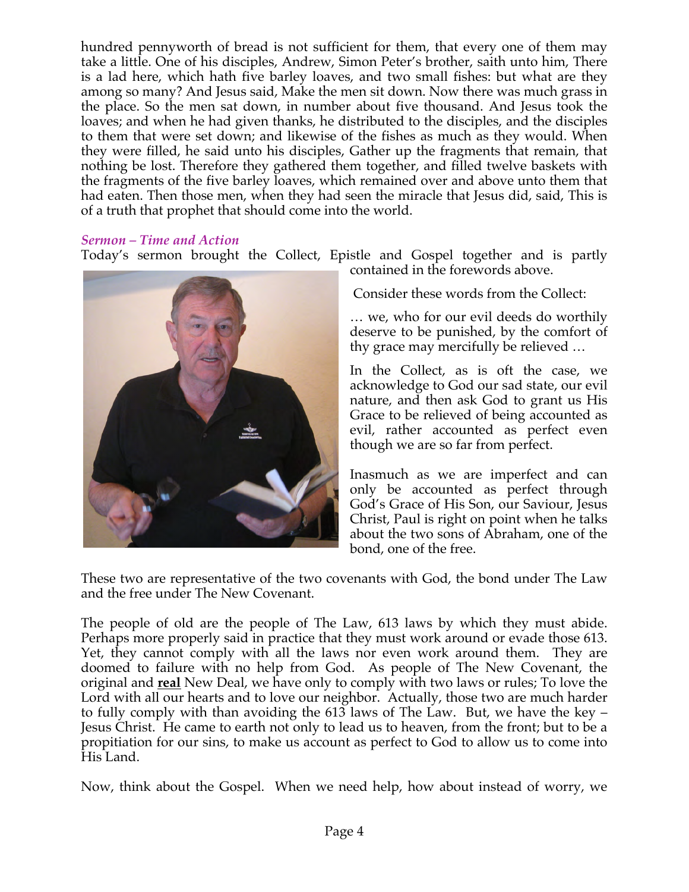hundred pennyworth of bread is not sufficient for them, that every one of them may take a little. One of his disciples, Andrew, Simon Peter's brother, saith unto him, There is a lad here, which hath five barley loaves, and two small fishes: but what are they among so many? And Jesus said, Make the men sit down. Now there was much grass in the place. So the men sat down, in number about five thousand. And Jesus took the loaves; and when he had given thanks, he distributed to the disciples, and the disciples to them that were set down; and likewise of the fishes as much as they would. When they were filled, he said unto his disciples, Gather up the fragments that remain, that nothing be lost. Therefore they gathered them together, and filled twelve baskets with the fragments of the five barley loaves, which remained over and above unto them that had eaten. Then those men, when they had seen the miracle that Jesus did, said, This is of a truth that prophet that should come into the world.

### *Sermon – Time and Action*

Today's sermon brought the Collect, Epistle and Gospel together and is partly contained in the forewords above.

Consider these words from the Collect:

… we, who for our evil deeds do worthily deserve to be punished, by the comfort of thy grace may mercifully be relieved …

In the Collect, as is oft the case, we acknowledge to God our sad state, our evil nature, and then ask God to grant us His Grace to be relieved of being accounted as evil, rather accounted as perfect even though we are so far from perfect.

Inasmuch as we are imperfect and can only be accounted as perfect through God's Grace of His Son, our Saviour, Jesus Christ, Paul is right on point when he talks about the two sons of Abraham, one of the bond, one of the free.

These two are representative of the two covenants with God, the bond under The Law and the free under The New Covenant.

The people of old are the people of The Law, 613 laws by which they must abide. Perhaps more properly said in practice that they must work around or evade those 613. Yet, they cannot comply with all the laws nor even work around them. They are doomed to failure with no help from God. As people of The New Covenant, the original and **real** New Deal, we have only to comply with two laws or rules; To love the Lord with all our hearts and to love our neighbor. Actually, those two are much harder to fully comply with than avoiding the 613 laws of The Law. But, we have the key – Jesus Christ. He came to earth not only to lead us to heaven, from the front; but to be a propitiation for our sins, to make us account as perfect to God to allow us to come into His Land.

Now, think about the Gospel. When we need help, how about instead of worry, we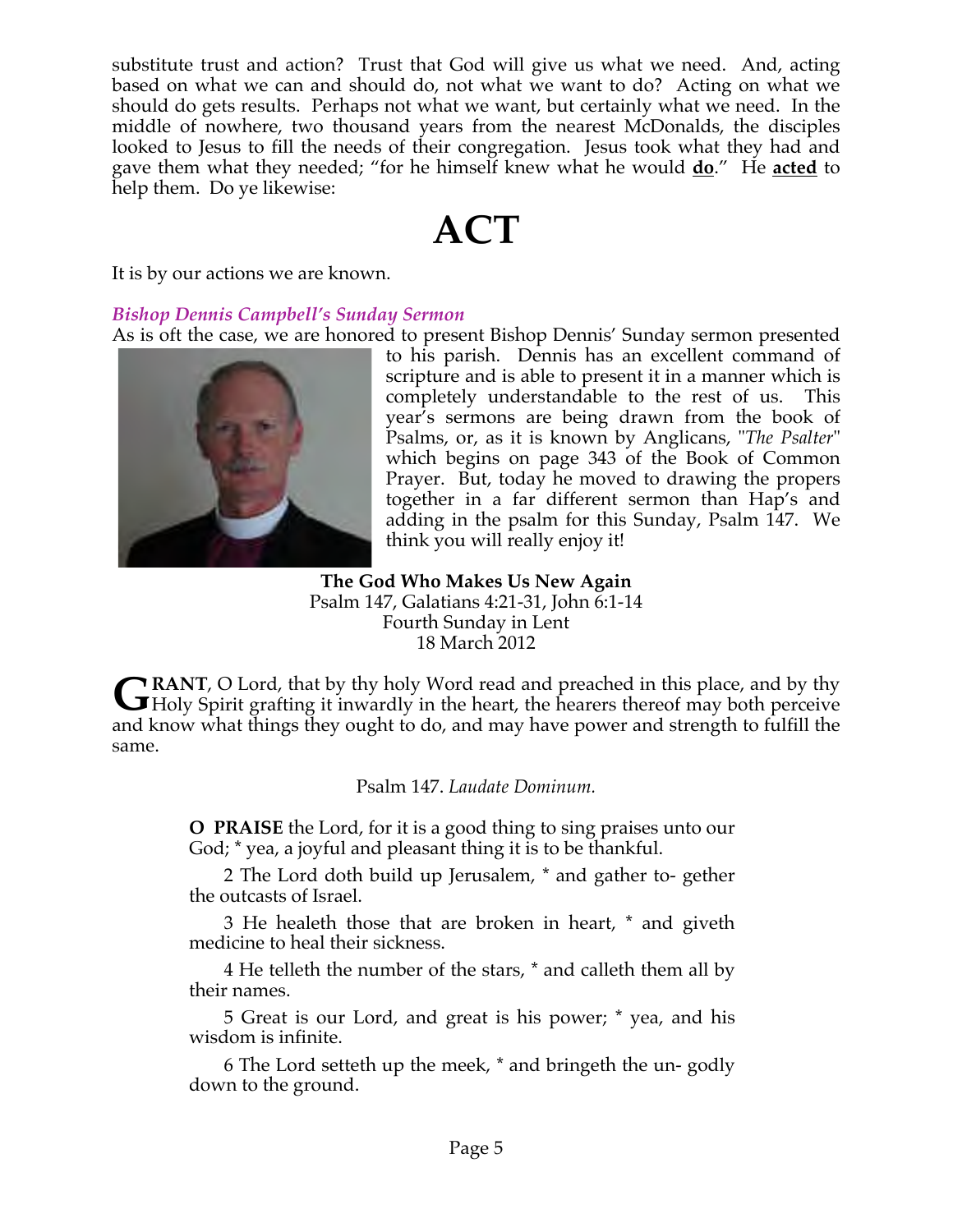substitute trust and action? Trust that God will give us what we need. And, acting based on what we can and should do, not what we want to do? Acting on what we should do gets results. Perhaps not what we want, but certainly what we need. In the middle of nowhere, two thousand years from the nearest McDonalds, the disciples looked to Jesus to fill the needs of their congregation. Jesus took what they had and gave them what they needed; "for he himself knew what he would **do**." He **acted** to help them. Do ye likewise:

# ACT

It is by our actions we are known.

### *Bishop Dennis Campbell's Sunday Sermon*

As is oft the case, we are honored to present Bishop Dennis' Sunday sermon presented to his parish. Dennis has an excellent command of scripture and is able to present it in a manner which is completely understandable to the rest of us. This year's sermons are being drawn from the book of Psalms, or, as it is known by Anglicans, "*The Psalter*" which begins on page 343 of the Book of Common Prayer. But, today he moved to drawing the propers together in a far different sermon than Hap's and adding in the psalm for this Sunday, Psalm 147. We think you will really enjoy it!

**The God Who Makes Us New Again**
Psalm 147, Galatians 4:21-31, John 6:1-14
Fourth Sunday in Lent
18 March 2012

**GRANT**, O Lord, that by thy holy Word read and preached in this place, and by thy Holy Spirit grafting it inwardly in the heart, the hearers thereof may both perceive and know what things they ought to do, and may have power and strength to fulfill the same.

Psalm 147. *Laudate Dominum.*

> **O PRAISE** the Lord, for it is a good thing to sing praises unto our God; * yea, a joyful and pleasant thing it is to be thankful.
>
> 2 The Lord doth build up Jerusalem, * and gather to- gether the outcasts of Israel.
>
> 3 He healeth those that are broken in heart, * and giveth medicine to heal their sickness.
>
> 4 He telleth the number of the stars, * and calleth them all by their names.
>
> 5 Great is our Lord, and great is his power; * yea, and his wisdom is infinite.
>
> 6 The Lord setteth up the meek, * and bringeth the un- godly down to the ground.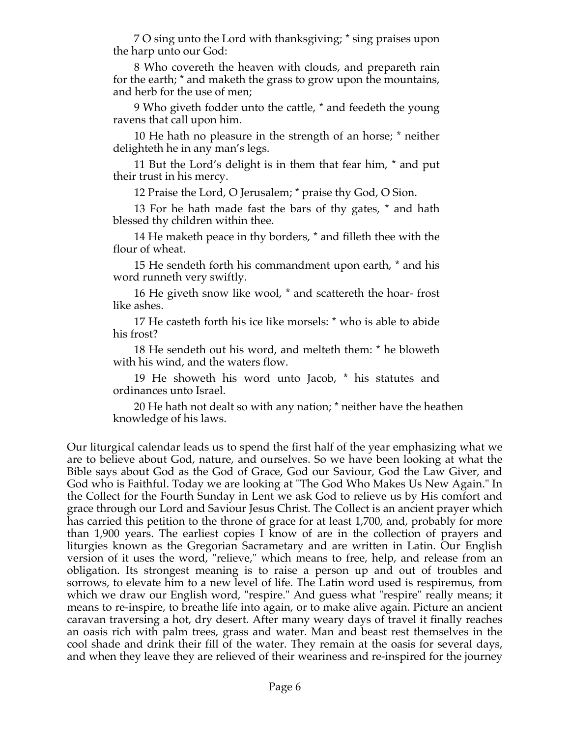7 O sing unto the Lord with thanksgiving; * sing praises upon the harp unto our God:

8 Who covereth the heaven with clouds, and prepareth rain for the earth; * and maketh the grass to grow upon the mountains, and herb for the use of men;

9 Who giveth fodder unto the cattle, * and feedeth the young ravens that call upon him.

10 He hath no pleasure in the strength of an horse; * neither delighteth he in any man's legs.

11 But the Lord's delight is in them that fear him, * and put their trust in his mercy.

12 Praise the Lord, O Jerusalem; * praise thy God, O Sion.

13 For he hath made fast the bars of thy gates, * and hath blessed thy children within thee.

14 He maketh peace in thy borders, * and filleth thee with the flour of wheat.

15 He sendeth forth his commandment upon earth, * and his word runneth very swiftly.

16 He giveth snow like wool, * and scattereth the hoar- frost like ashes.

17 He casteth forth his ice like morsels: * who is able to abide his frost?

18 He sendeth out his word, and melteth them: * he bloweth with his wind, and the waters flow.

19 He showeth his word unto Jacob, * his statutes and ordinances unto Israel.

20 He hath not dealt so with any nation; * neither have the heathen knowledge of his laws.

Our liturgical calendar leads us to spend the first half of the year emphasizing what we are to believe about God, nature, and ourselves. So we have been looking at what the Bible says about God as the God of Grace, God our Saviour, God the Law Giver, and God who is Faithful. Today we are looking at "The God Who Makes Us New Again." In the Collect for the Fourth Sunday in Lent we ask God to relieve us by His comfort and grace through our Lord and Saviour Jesus Christ. The Collect is an ancient prayer which has carried this petition to the throne of grace for at least 1,700, and, probably for more than 1,900 years. The earliest copies I know of are in the collection of prayers and liturgies known as the Gregorian Sacrametary and are written in Latin. Our English version of it uses the word, "relieve," which means to free, help, and release from an obligation. Its strongest meaning is to raise a person up and out of troubles and sorrows, to elevate him to a new level of life. The Latin word used is respiremus, from which we draw our English word, "respire." And guess what "respire" really means; it means to re-inspire, to breathe life into again, or to make alive again. Picture an ancient caravan traversing a hot, dry desert. After many weary days of travel it finally reaches an oasis rich with palm trees, grass and water. Man and beast rest themselves in the cool shade and drink their fill of the water. They remain at the oasis for several days, and when they leave they are relieved of their weariness and re-inspired for the journey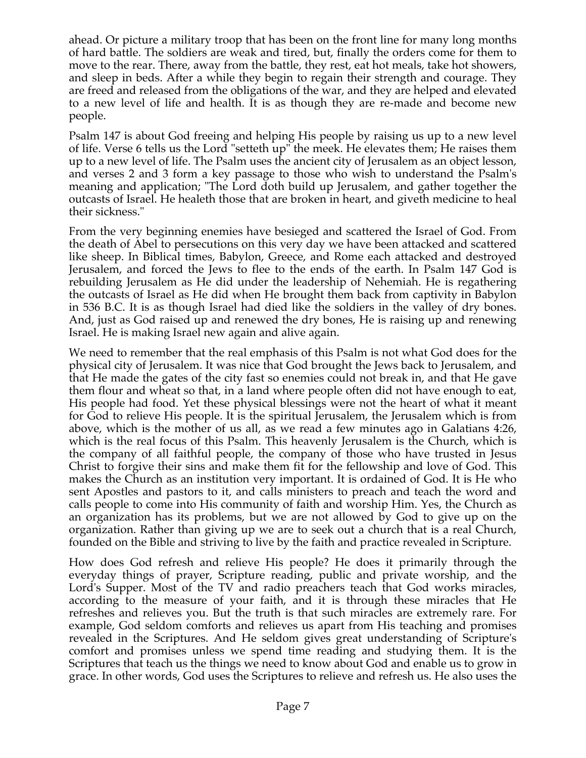ahead. Or picture a military troop that has been on the front line for many long months of hard battle. The soldiers are weak and tired, but, finally the orders come for them to move to the rear. There, away from the battle, they rest, eat hot meals, take hot showers, and sleep in beds. After a while they begin to regain their strength and courage. They are freed and released from the obligations of the war, and they are helped and elevated to a new level of life and health. It is as though they are re-made and become new people.

Psalm 147 is about God freeing and helping His people by raising us up to a new level of life. Verse 6 tells us the Lord "setteth up" the meek. He elevates them; He raises them up to a new level of life. The Psalm uses the ancient city of Jerusalem as an object lesson, and verses 2 and 3 form a key passage to those who wish to understand the Psalm's meaning and application; "The Lord doth build up Jerusalem, and gather together the outcasts of Israel. He healeth those that are broken in heart, and giveth medicine to heal their sickness."

From the very beginning enemies have besieged and scattered the Israel of God. From the death of Abel to persecutions on this very day we have been attacked and scattered like sheep. In Biblical times, Babylon, Greece, and Rome each attacked and destroyed Jerusalem, and forced the Jews to flee to the ends of the earth. In Psalm 147 God is rebuilding Jerusalem as He did under the leadership of Nehemiah. He is regathering the outcasts of Israel as He did when He brought them back from captivity in Babylon in 536 B.C. It is as though Israel had died like the soldiers in the valley of dry bones. And, just as God raised up and renewed the dry bones, He is raising up and renewing Israel. He is making Israel new again and alive again.

We need to remember that the real emphasis of this Psalm is not what God does for the physical city of Jerusalem. It was nice that God brought the Jews back to Jerusalem, and that He made the gates of the city fast so enemies could not break in, and that He gave them flour and wheat so that, in a land where people often did not have enough to eat, His people had food. Yet these physical blessings were not the heart of what it meant for God to relieve His people. It is the spiritual Jerusalem, the Jerusalem which is from above, which is the mother of us all, as we read a few minutes ago in Galatians 4:26, which is the real focus of this Psalm. This heavenly Jerusalem is the Church, which is the company of all faithful people, the company of those who have trusted in Jesus Christ to forgive their sins and make them fit for the fellowship and love of God. This makes the Church as an institution very important. It is ordained of God. It is He who sent Apostles and pastors to it, and calls ministers to preach and teach the word and calls people to come into His community of faith and worship Him. Yes, the Church as an organization has its problems, but we are not allowed by God to give up on the organization. Rather than giving up we are to seek out a church that is a real Church, founded on the Bible and striving to live by the faith and practice revealed in Scripture.

How does God refresh and relieve His people? He does it primarily through the everyday things of prayer, Scripture reading, public and private worship, and the Lord's Supper. Most of the TV and radio preachers teach that God works miracles, according to the measure of your faith, and it is through these miracles that He refreshes and relieves you. But the truth is that such miracles are extremely rare. For example, God seldom comforts and relieves us apart from His teaching and promises revealed in the Scriptures. And He seldom gives great understanding of Scripture's comfort and promises unless we spend time reading and studying them. It is the Scriptures that teach us the things we need to know about God and enable us to grow in grace. In other words, God uses the Scriptures to relieve and refresh us. He also uses the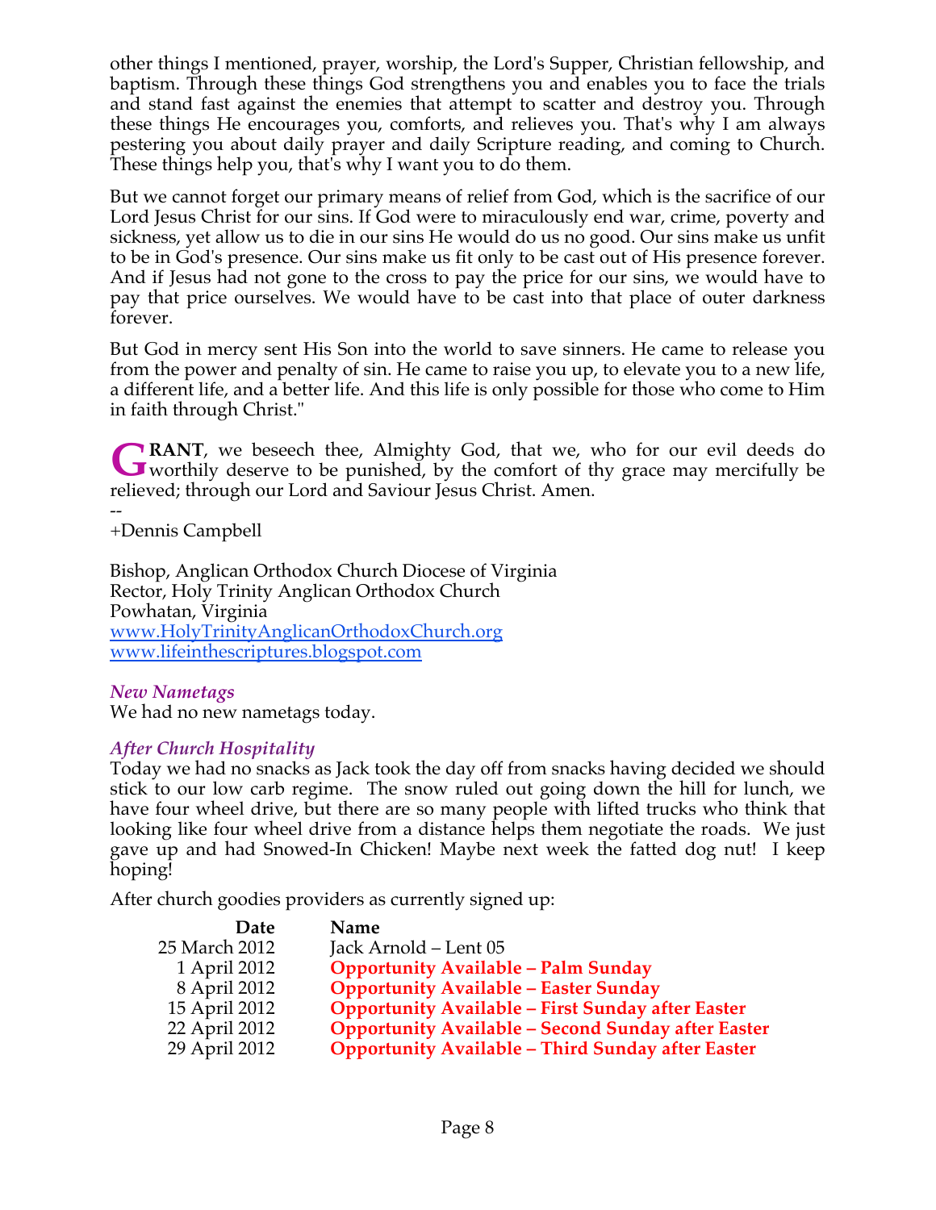other things I mentioned, prayer, worship, the Lord's Supper, Christian fellowship, and baptism. Through these things God strengthens you and enables you to face the trials and stand fast against the enemies that attempt to scatter and destroy you. Through these things He encourages you, comforts, and relieves you. That's why I am always pestering you about daily prayer and daily Scripture reading, and coming to Church. These things help you, that's why I want you to do them.

But we cannot forget our primary means of relief from God, which is the sacrifice of our Lord Jesus Christ for our sins. If God were to miraculously end war, crime, poverty and sickness, yet allow us to die in our sins He would do us no good. Our sins make us unfit to be in God's presence. Our sins make us fit only to be cast out of His presence forever. And if Jesus had not gone to the cross to pay the price for our sins, we would have to pay that price ourselves. We would have to be cast into that place of outer darkness forever.

But God in mercy sent His Son into the world to save sinners. He came to release you from the power and penalty of sin. He came to raise you up, to elevate you to a new life, a different life, and a better life. And this life is only possible for those who come to Him in faith through Christ."

**GRANT**, we beseech thee, Almighty God, that we, who for our evil deeds do worthily deserve to be punished, by the comfort of thy grace may mercifully be relieved; through our Lord and Saviour Jesus Christ. Amen.

--
+Dennis Campbell

Bishop, Anglican Orthodox Church Diocese of Virginia
Rector, Holy Trinity Anglican Orthodox Church
Powhatan, Virginia
www.HolyTrinityAnglicanOrthodoxChurch.org
www.lifeinthescriptures.blogspot.com

### *New Nametags*

We had no new nametags today.

### *After Church Hospitality*

Today we had no snacks as Jack took the day off from snacks having decided we should stick to our low carb regime. The snow ruled out going down the hill for lunch, we have four wheel drive, but there are so many people with lifted trucks who think that looking like four wheel drive from a distance helps them negotiate the roads. We just gave up and had Snowed-In Chicken! Maybe next week the fatted dog nut! I keep hoping!

After church goodies providers as currently signed up:

| Date | Name |
|---|---|
| 25 March 2012 | Jack Arnold – Lent 05 |
| 1 April 2012 | **Opportunity Available – Palm Sunday** |
| 8 April 2012 | **Opportunity Available – Easter Sunday** |
| 15 April 2012 | **Opportunity Available – First Sunday after Easter** |
| 22 April 2012 | **Opportunity Available – Second Sunday after Easter** |
| 29 April 2012 | **Opportunity Available – Third Sunday after Easter** |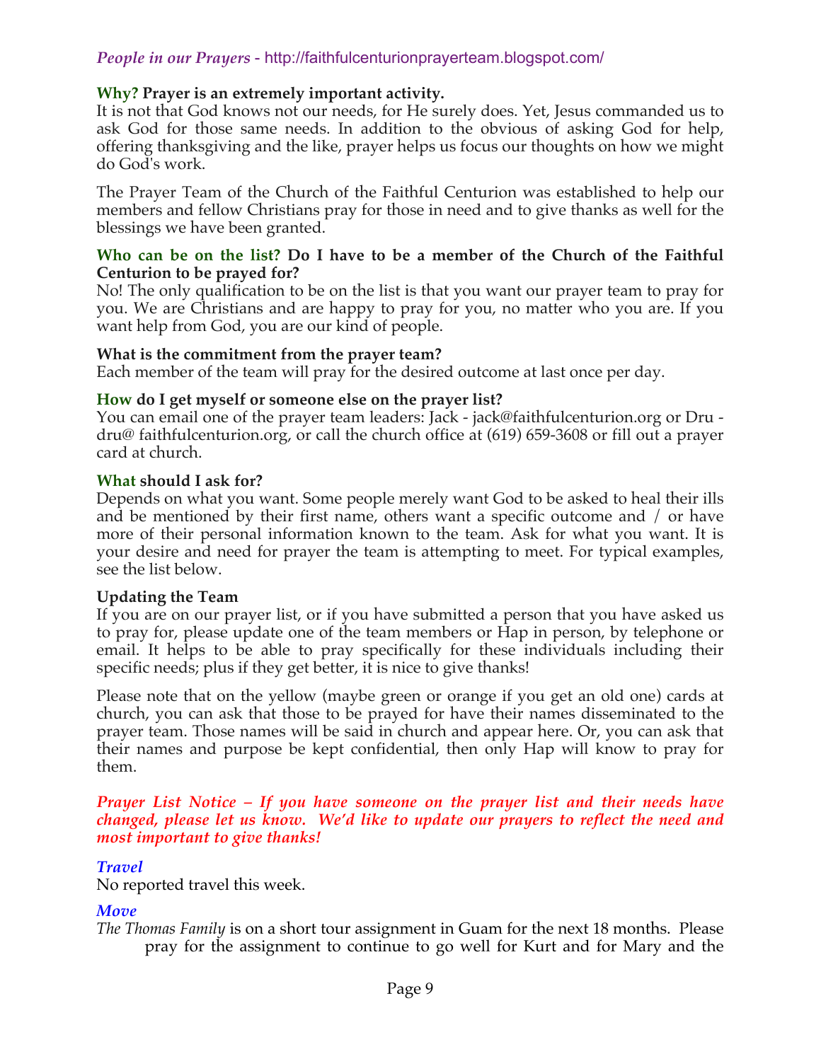## *People in our Prayers* - http://faithfulcenturionprayerteam.blogspot.com/

**Why? Prayer is an extremely important activity.**
It is not that God knows not our needs, for He surely does. Yet, Jesus commanded us to ask God for those same needs. In addition to the obvious of asking God for help, offering thanksgiving and the like, prayer helps us focus our thoughts on how we might do God's work.

The Prayer Team of the Church of the Faithful Centurion was established to help our members and fellow Christians pray for those in need and to give thanks as well for the blessings we have been granted.

**Who can be on the list? Do I have to be a member of the Church of the Faithful Centurion to be prayed for?**
No! The only qualification to be on the list is that you want our prayer team to pray for you. We are Christians and are happy to pray for you, no matter who you are. If you want help from God, you are our kind of people.

**What is the commitment from the prayer team?**
Each member of the team will pray for the desired outcome at last once per day.

**How do I get myself or someone else on the prayer list?**
You can email one of the prayer team leaders: Jack - jack@faithfulcenturion.org or Dru - dru@ faithfulcenturion.org, or call the church office at (619) 659-3608 or fill out a prayer card at church.

**What should I ask for?**
Depends on what you want. Some people merely want God to be asked to heal their ills and be mentioned by their first name, others want a specific outcome and / or have more of their personal information known to the team. Ask for what you want. It is your desire and need for prayer the team is attempting to meet. For typical examples, see the list below.

**Updating the Team**
If you are on our prayer list, or if you have submitted a person that you have asked us to pray for, please update one of the team members or Hap in person, by telephone or email. It helps to be able to pray specifically for these individuals including their specific needs; plus if they get better, it is nice to give thanks!

Please note that on the yellow (maybe green or orange if you get an old one) cards at church, you can ask that those to be prayed for have their names disseminated to the prayer team. Those names will be said in church and appear here. Or, you can ask that their names and purpose be kept confidential, then only Hap will know to pray for them.

***Prayer List Notice – If you have someone on the prayer list and their needs have changed, please let us know. We'd like to update our prayers to reflect the need and most important to give thanks!***

### *Travel*
No reported travel this week.

### *Move*
*The Thomas Family* is on a short tour assignment in Guam for the next 18 months. Please pray for the assignment to continue to go well for Kurt and for Mary and the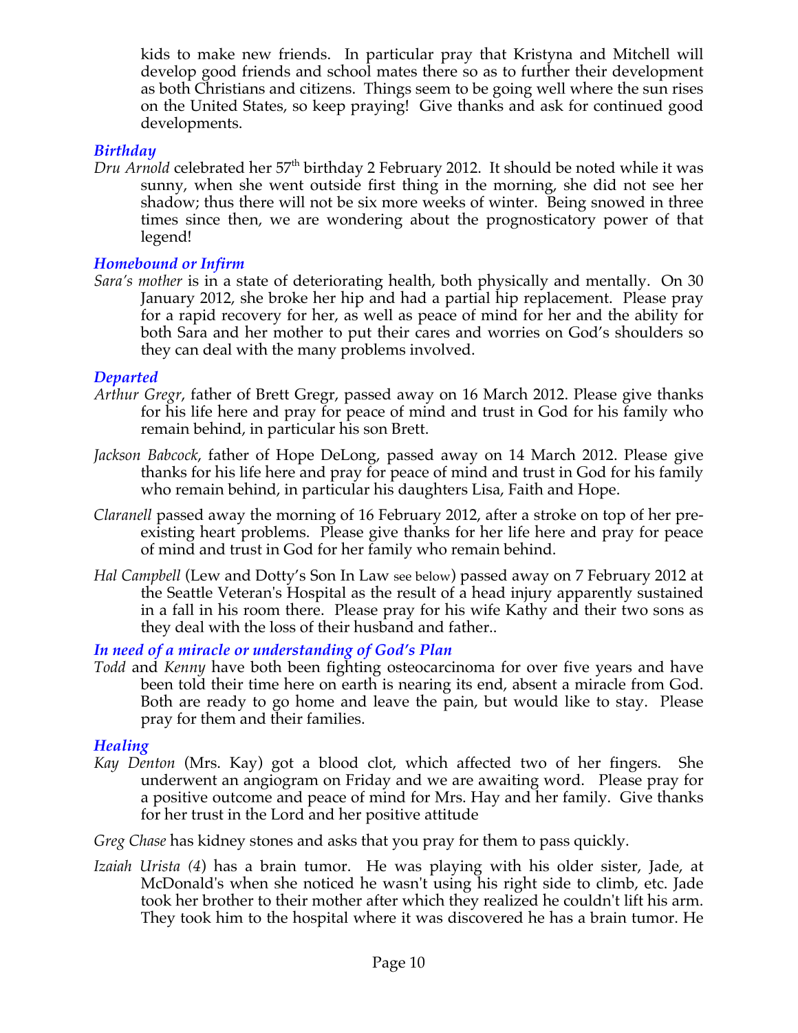kids to make new friends. In particular pray that Kristyna and Mitchell will develop good friends and school mates there so as to further their development as both Christians and citizens. Things seem to be going well where the sun rises on the United States, so keep praying! Give thanks and ask for continued good developments.

### *Birthday*

*Dru Arnold* celebrated her 57th birthday 2 February 2012. It should be noted while it was sunny, when she went outside first thing in the morning, she did not see her shadow; thus there will not be six more weeks of winter. Being snowed in three times since then, we are wondering about the prognosticatory power of that legend!

### *Homebound or Infirm*

*Sara's mother* is in a state of deteriorating health, both physically and mentally. On 30 January 2012, she broke her hip and had a partial hip replacement. Please pray for a rapid recovery for her, as well as peace of mind for her and the ability for both Sara and her mother to put their cares and worries on God's shoulders so they can deal with the many problems involved.

### *Departed*

*Arthur Gregr*, father of Brett Gregr, passed away on 16 March 2012. Please give thanks for his life here and pray for peace of mind and trust in God for his family who remain behind, in particular his son Brett.

*Jackson Babcock*, father of Hope DeLong, passed away on 14 March 2012. Please give thanks for his life here and pray for peace of mind and trust in God for his family who remain behind, in particular his daughters Lisa, Faith and Hope.

*Claranell* passed away the morning of 16 February 2012, after a stroke on top of her pre-existing heart problems. Please give thanks for her life here and pray for peace of mind and trust in God for her family who remain behind.

*Hal Campbell* (Lew and Dotty's Son In Law see below) passed away on 7 February 2012 at the Seattle Veteran's Hospital as the result of a head injury apparently sustained in a fall in his room there. Please pray for his wife Kathy and their two sons as they deal with the loss of their husband and father..

### *In need of a miracle or understanding of God's Plan*

*Todd* and *Kenny* have both been fighting osteocarcinoma for over five years and have been told their time here on earth is nearing its end, absent a miracle from God. Both are ready to go home and leave the pain, but would like to stay. Please pray for them and their families.

### *Healing*

*Kay Denton* (Mrs. Kay) got a blood clot, which affected two of her fingers. She underwent an angiogram on Friday and we are awaiting word. Please pray for a positive outcome and peace of mind for Mrs. Hay and her family. Give thanks for her trust in the Lord and her positive attitude

*Greg Chase* has kidney stones and asks that you pray for them to pass quickly.

*Izaiah Urista (4*) has a brain tumor. He was playing with his older sister, Jade, at McDonald's when she noticed he wasn't using his right side to climb, etc. Jade took her brother to their mother after which they realized he couldn't lift his arm. They took him to the hospital where it was discovered he has a brain tumor. He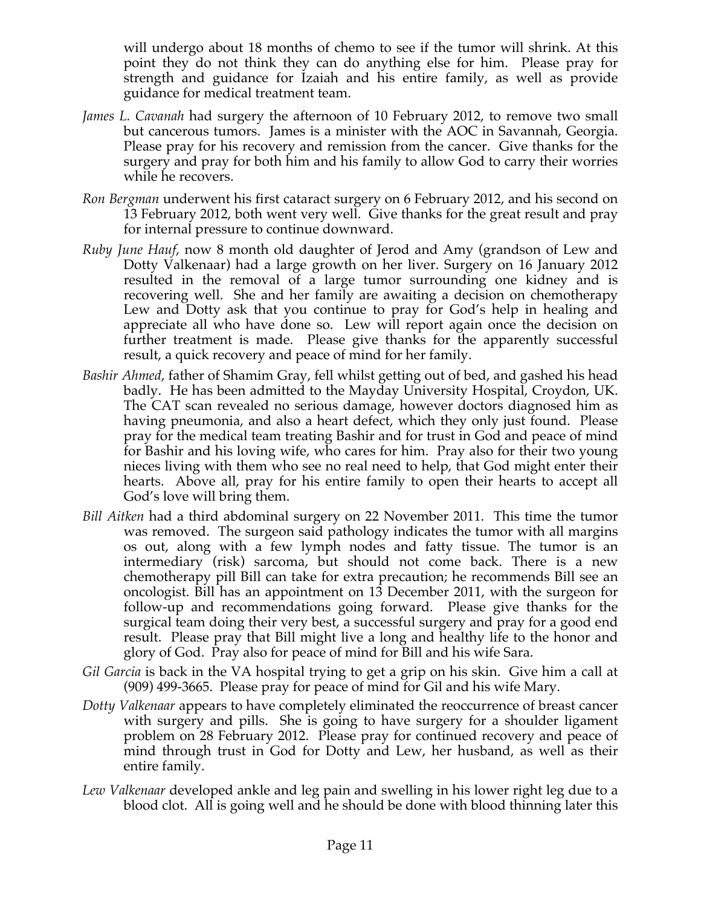will undergo about 18 months of chemo to see if the tumor will shrink. At this point they do not think they can do anything else for him. Please pray for strength and guidance for Izaiah and his entire family, as well as provide guidance for medical treatment team.

*James L. Cavanah* had surgery the afternoon of 10 February 2012, to remove two small but cancerous tumors. James is a minister with the AOC in Savannah, Georgia. Please pray for his recovery and remission from the cancer. Give thanks for the surgery and pray for both him and his family to allow God to carry their worries while he recovers.

*Ron Bergman* underwent his first cataract surgery on 6 February 2012, and his second on 13 February 2012, both went very well. Give thanks for the great result and pray for internal pressure to continue downward.

*Ruby June Hauf*, now 8 month old daughter of Jerod and Amy (grandson of Lew and Dotty Valkenaar) had a large growth on her liver. Surgery on 16 January 2012 resulted in the removal of a large tumor surrounding one kidney and is recovering well. She and her family are awaiting a decision on chemotherapy Lew and Dotty ask that you continue to pray for God's help in healing and appreciate all who have done so. Lew will report again once the decision on further treatment is made. Please give thanks for the apparently successful result, a quick recovery and peace of mind for her family.

*Bashir Ahmed*, father of Shamim Gray, fell whilst getting out of bed, and gashed his head badly. He has been admitted to the Mayday University Hospital, Croydon, UK. The CAT scan revealed no serious damage, however doctors diagnosed him as having pneumonia, and also a heart defect, which they only just found. Please pray for the medical team treating Bashir and for trust in God and peace of mind for Bashir and his loving wife, who cares for him. Pray also for their two young nieces living with them who see no real need to help, that God might enter their hearts. Above all, pray for his entire family to open their hearts to accept all God's love will bring them.

*Bill Aitken* had a third abdominal surgery on 22 November 2011. This time the tumor was removed. The surgeon said pathology indicates the tumor with all margins os out, along with a few lymph nodes and fatty tissue. The tumor is an intermediary (risk) sarcoma, but should not come back. There is a new chemotherapy pill Bill can take for extra precaution; he recommends Bill see an oncologist. Bill has an appointment on 13 December 2011, with the surgeon for follow-up and recommendations going forward. Please give thanks for the surgical team doing their very best, a successful surgery and pray for a good end result. Please pray that Bill might live a long and healthy life to the honor and glory of God. Pray also for peace of mind for Bill and his wife Sara.

*Gil Garcia* is back in the VA hospital trying to get a grip on his skin. Give him a call at (909) 499-3665. Please pray for peace of mind for Gil and his wife Mary.

*Dotty Valkenaar* appears to have completely eliminated the reoccurrence of breast cancer with surgery and pills. She is going to have surgery for a shoulder ligament problem on 28 February 2012. Please pray for continued recovery and peace of mind through trust in God for Dotty and Lew, her husband, as well as their entire family.

*Lew Valkenaar* developed ankle and leg pain and swelling in his lower right leg due to a blood clot. All is going well and he should be done with blood thinning later this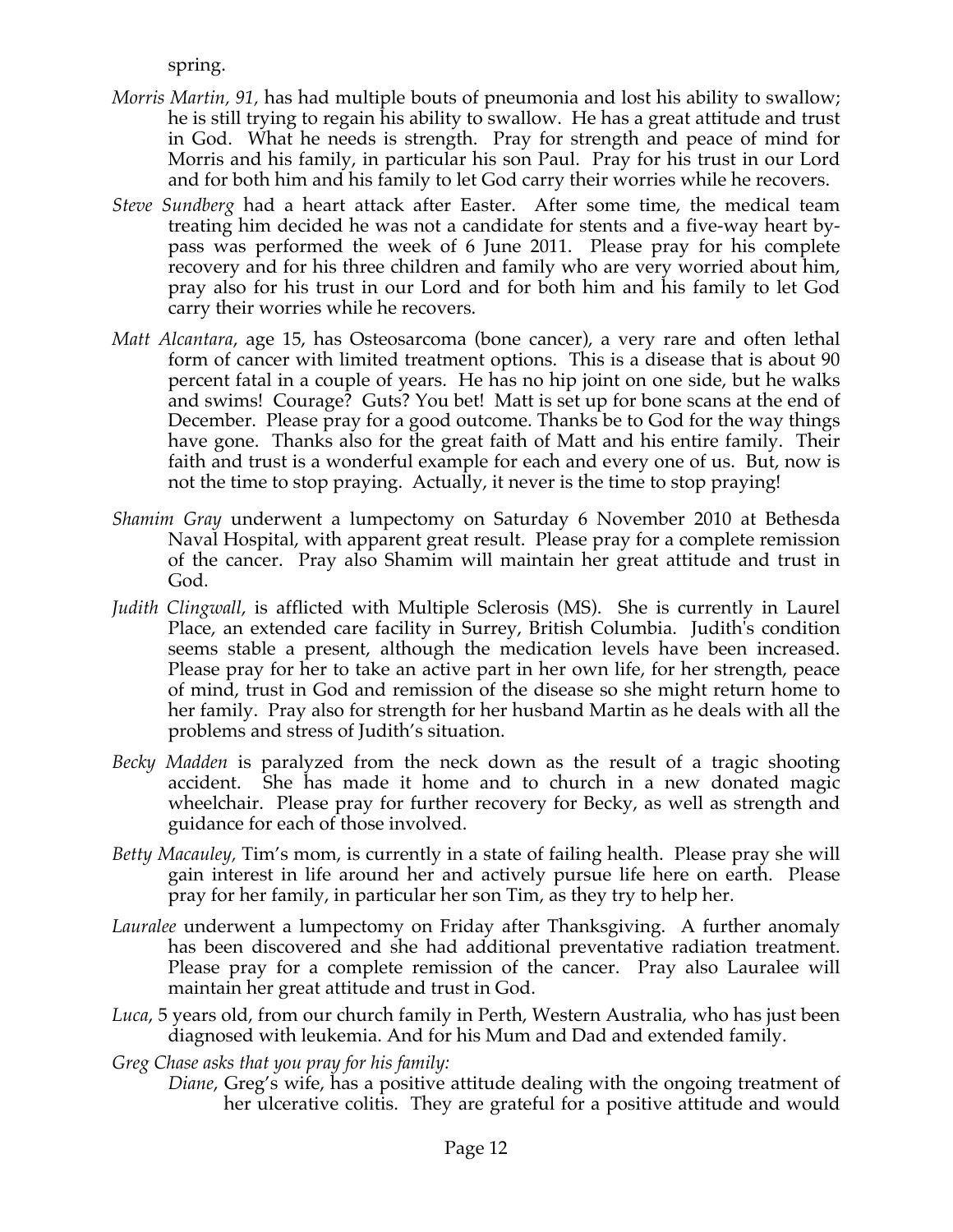spring.

*Morris Martin, 91*, has had multiple bouts of pneumonia and lost his ability to swallow; he is still trying to regain his ability to swallow. He has a great attitude and trust in God. What he needs is strength. Pray for strength and peace of mind for Morris and his family, in particular his son Paul. Pray for his trust in our Lord and for both him and his family to let God carry their worries while he recovers.

*Steve Sundberg* had a heart attack after Easter. After some time, the medical team treating him decided he was not a candidate for stents and a five-way heart by-pass was performed the week of 6 June 2011. Please pray for his complete recovery and for his three children and family who are very worried about him, pray also for his trust in our Lord and for both him and his family to let God carry their worries while he recovers.

*Matt Alcantara*, age 15, has Osteosarcoma (bone cancer), a very rare and often lethal form of cancer with limited treatment options. This is a disease that is about 90 percent fatal in a couple of years. He has no hip joint on one side, but he walks and swims! Courage? Guts? You bet! Matt is set up for bone scans at the end of December. Please pray for a good outcome. Thanks be to God for the way things have gone. Thanks also for the great faith of Matt and his entire family. Their faith and trust is a wonderful example for each and every one of us. But, now is not the time to stop praying. Actually, it never is the time to stop praying!

*Shamim Gray* underwent a lumpectomy on Saturday 6 November 2010 at Bethesda Naval Hospital, with apparent great result. Please pray for a complete remission of the cancer. Pray also Shamim will maintain her great attitude and trust in God.

*Judith Clingwall*, is afflicted with Multiple Sclerosis (MS). She is currently in Laurel Place, an extended care facility in Surrey, British Columbia. Judith's condition seems stable a present, although the medication levels have been increased. Please pray for her to take an active part in her own life, for her strength, peace of mind, trust in God and remission of the disease so she might return home to her family. Pray also for strength for her husband Martin as he deals with all the problems and stress of Judith's situation.

*Becky Madden* is paralyzed from the neck down as the result of a tragic shooting accident. She has made it home and to church in a new donated magic wheelchair. Please pray for further recovery for Becky, as well as strength and guidance for each of those involved.

*Betty Macauley*, Tim's mom, is currently in a state of failing health. Please pray she will gain interest in life around her and actively pursue life here on earth. Please pray for her family, in particular her son Tim, as they try to help her.

*Lauralee* underwent a lumpectomy on Friday after Thanksgiving. A further anomaly has been discovered and she had additional preventative radiation treatment. Please pray for a complete remission of the cancer. Pray also Lauralee will maintain her great attitude and trust in God.

*Luca*, 5 years old, from our church family in Perth, Western Australia, who has just been diagnosed with leukemia. And for his Mum and Dad and extended family.

*Greg Chase asks that you pray for his family:*

*Diane*, Greg's wife, has a positive attitude dealing with the ongoing treatment of her ulcerative colitis. They are grateful for a positive attitude and would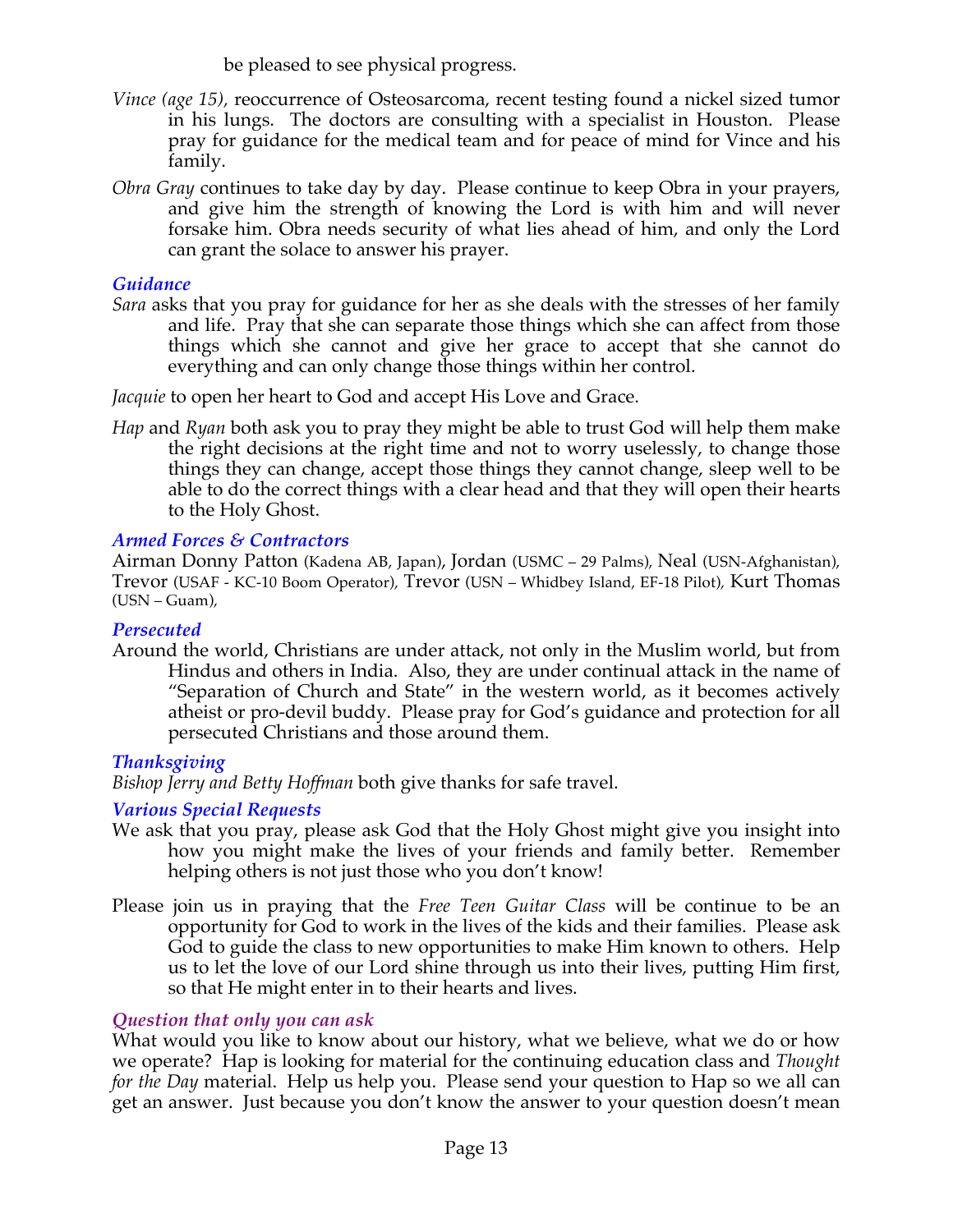be pleased to see physical progress.

*Vince (age 15),* reoccurrence of Osteosarcoma, recent testing found a nickel sized tumor in his lungs. The doctors are consulting with a specialist in Houston. Please pray for guidance for the medical team and for peace of mind for Vince and his family.

*Obra Gray* continues to take day by day. Please continue to keep Obra in your prayers, and give him the strength of knowing the Lord is with him and will never forsake him. Obra needs security of what lies ahead of him, and only the Lord can grant the solace to answer his prayer.

### *Guidance*

*Sara* asks that you pray for guidance for her as she deals with the stresses of her family and life. Pray that she can separate those things which she can affect from those things which she cannot and give her grace to accept that she cannot do everything and can only change those things within her control.

*Jacquie* to open her heart to God and accept His Love and Grace.

*Hap* and *Ryan* both ask you to pray they might be able to trust God will help them make the right decisions at the right time and not to worry uselessly, to change those things they can change, accept those things they cannot change, sleep well to be able to do the correct things with a clear head and that they will open their hearts to the Holy Ghost.

### *Armed Forces & Contractors*

Airman Donny Patton (Kadena AB, Japan), Jordan (USMC – 29 Palms), Neal (USN-Afghanistan), Trevor (USAF - KC-10 Boom Operator), Trevor (USN – Whidbey Island, EF-18 Pilot), Kurt Thomas (USN – Guam),

### *Persecuted*

Around the world, Christians are under attack, not only in the Muslim world, but from Hindus and others in India. Also, they are under continual attack in the name of "Separation of Church and State" in the western world, as it becomes actively atheist or pro-devil buddy. Please pray for God's guidance and protection for all persecuted Christians and those around them.

### *Thanksgiving*

*Bishop Jerry and Betty Hoffman* both give thanks for safe travel.

### *Various Special Requests*

We ask that you pray, please ask God that the Holy Ghost might give you insight into how you might make the lives of your friends and family better. Remember helping others is not just those who you don't know!

Please join us in praying that the *Free Teen Guitar Class* will be continue to be an opportunity for God to work in the lives of the kids and their families. Please ask God to guide the class to new opportunities to make Him known to others. Help us to let the love of our Lord shine through us into their lives, putting Him first, so that He might enter in to their hearts and lives.

### *Question that only you can ask*

What would you like to know about our history, what we believe, what we do or how we operate? Hap is looking for material for the continuing education class and *Thought for the Day* material. Help us help you. Please send your question to Hap so we all can get an answer. Just because you don't know the answer to your question doesn't mean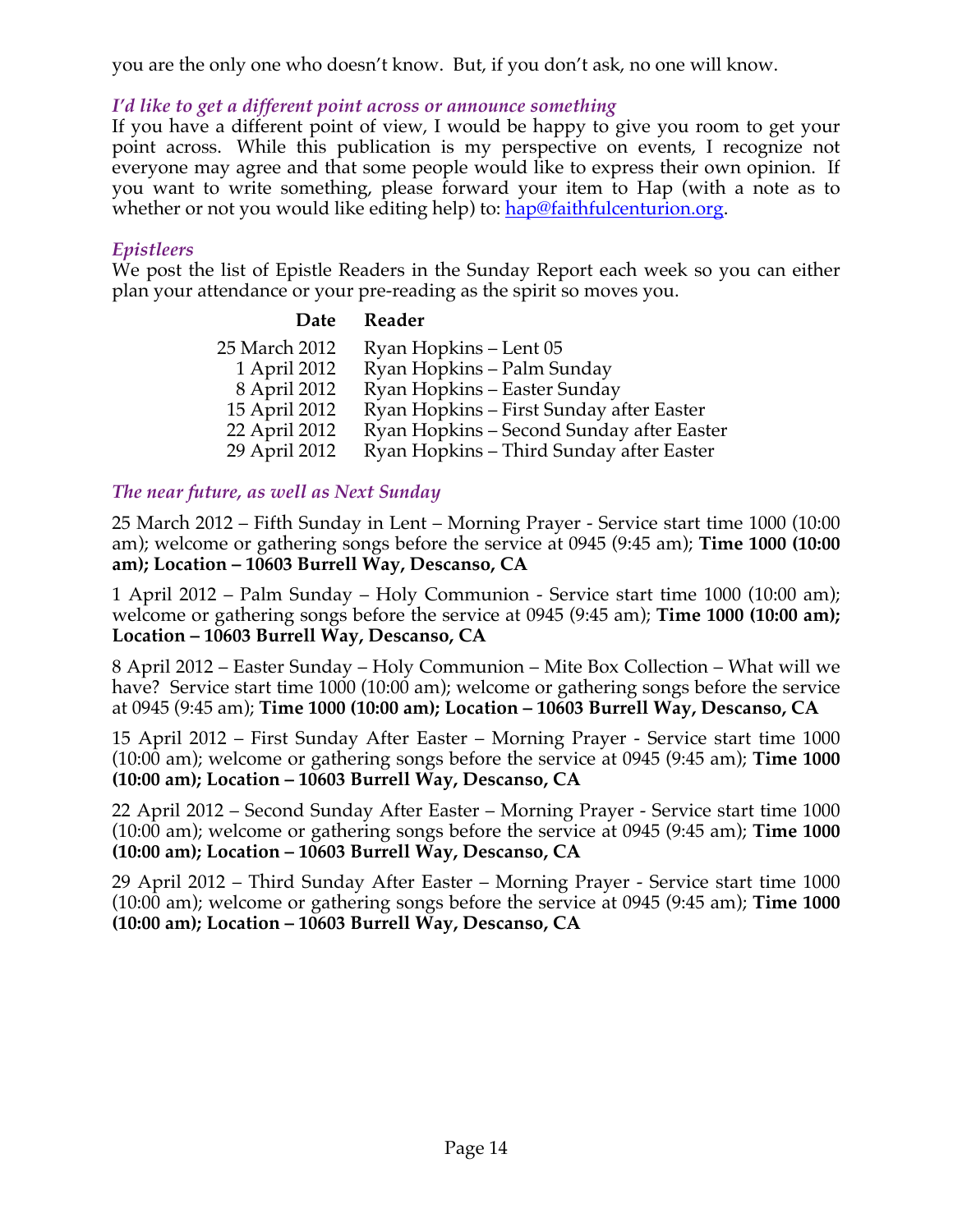you are the only one who doesn't know. But, if you don't ask, no one will know.

### *I'd like to get a different point across or announce something*

If you have a different point of view, I would be happy to give you room to get your point across. While this publication is my perspective on events, I recognize not everyone may agree and that some people would like to express their own opinion. If you want to write something, please forward your item to Hap (with a note as to whether or not you would like editing help) to: [hap@faithfulcenturion.org](mailto:hap@faithfulcenturion.org).

### *Epistleers*

We post the list of Epistle Readers in the Sunday Report each week so you can either plan your attendance or your pre-reading as the spirit so moves you.

| Date | Reader |
|---|---|
| 25 March 2012 | Ryan Hopkins – Lent 05 |
| 1 April 2012 | Ryan Hopkins – Palm Sunday |
| 8 April 2012 | Ryan Hopkins – Easter Sunday |
| 15 April 2012 | Ryan Hopkins – First Sunday after Easter |
| 22 April 2012 | Ryan Hopkins – Second Sunday after Easter |
| 29 April 2012 | Ryan Hopkins – Third Sunday after Easter |

### *The near future, as well as Next Sunday*

25 March 2012 – Fifth Sunday in Lent – Morning Prayer - Service start time 1000 (10:00 am); welcome or gathering songs before the service at 0945 (9:45 am); **Time 1000 (10:00 am); Location – 10603 Burrell Way, Descanso, CA**

1 April 2012 – Palm Sunday – Holy Communion - Service start time 1000 (10:00 am); welcome or gathering songs before the service at 0945 (9:45 am); **Time 1000 (10:00 am); Location – 10603 Burrell Way, Descanso, CA**

8 April 2012 – Easter Sunday – Holy Communion – Mite Box Collection – What will we have? Service start time 1000 (10:00 am); welcome or gathering songs before the service at 0945 (9:45 am); **Time 1000 (10:00 am); Location – 10603 Burrell Way, Descanso, CA**

15 April 2012 – First Sunday After Easter – Morning Prayer - Service start time 1000 (10:00 am); welcome or gathering songs before the service at 0945 (9:45 am); **Time 1000 (10:00 am); Location – 10603 Burrell Way, Descanso, CA**

22 April 2012 – Second Sunday After Easter – Morning Prayer - Service start time 1000 (10:00 am); welcome or gathering songs before the service at 0945 (9:45 am); **Time 1000 (10:00 am); Location – 10603 Burrell Way, Descanso, CA**

29 April 2012 – Third Sunday After Easter – Morning Prayer - Service start time 1000 (10:00 am); welcome or gathering songs before the service at 0945 (9:45 am); **Time 1000 (10:00 am); Location – 10603 Burrell Way, Descanso, CA**